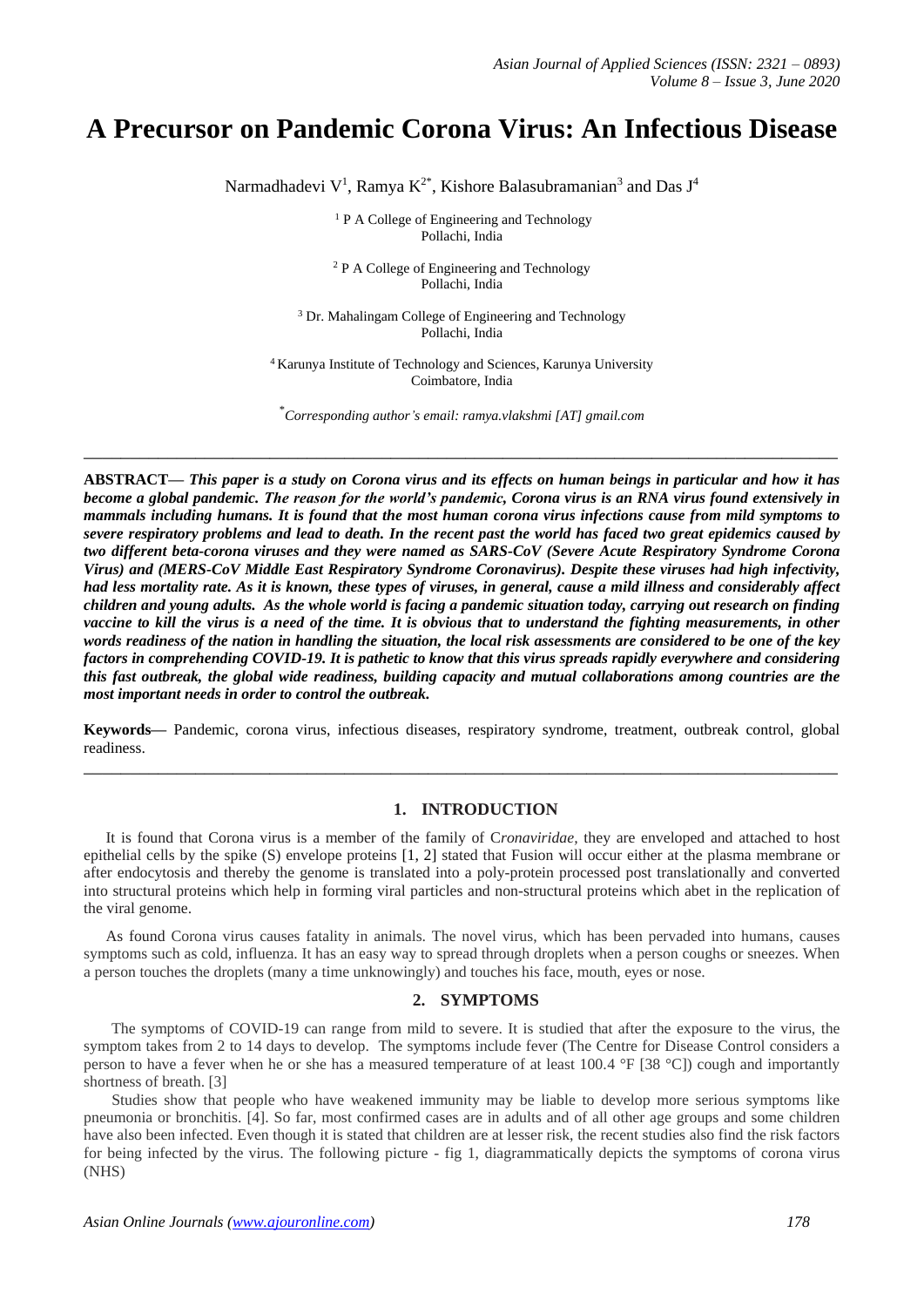# A Precursor on Pandemic Corona Virus: An Infectious Disease

Narmadhadevi V[1], Ramya K[2*], Kishore Balasubramanian[3] and Das J[4]

[1] P A College of Engineering and Technology
Pollachi, India

[2] P A College of Engineering and Technology
Pollachi, India

[3] Dr. Mahalingam College of Engineering and Technology
Pollachi, India

[4] Karunya Institute of Technology and Sciences, Karunya University
Coimbatore, India

[*] *Corresponding author's email: ramya.vlakshmi [AT] gmail.com*

---

**ABSTRACT—** ***This paper is a study on Corona virus and its effects on human beings in particular and how it has become a global pandemic. The reason for the world's pandemic, Corona virus is an RNA virus found extensively in mammals including humans. It is found that the most human corona virus infections cause from mild symptoms to severe respiratory problems and lead to death. In the recent past the world has faced two great epidemics caused by two different beta-corona viruses and they were named as SARS-CoV (Severe Acute Respiratory Syndrome Corona Virus) and (MERS-CoV Middle East Respiratory Syndrome Coronavirus). Despite these viruses had high infectivity, had less mortality rate. As it is known, these types of viruses, in general, cause a mild illness and considerably affect children and young adults. As the whole world is facing a pandemic situation today, carrying out research on finding vaccine to kill the virus is a need of the time. It is obvious that to understand the fighting measurements, in other words readiness of the nation in handling the situation, the local risk assessments are considered to be one of the key factors in comprehending COVID-19. It is pathetic to know that this virus spreads rapidly everywhere and considering this fast outbreak, the global wide readiness, building capacity and mutual collaborations among countries are the most important needs in order to control the outbreak.***

**Keywords—** Pandemic, corona virus, infectious diseases, respiratory syndrome, treatment, outbreak control, global readiness.

---

## 1. INTRODUCTION

It is found that Corona virus is a member of the family of C*ronaviridae*, they are enveloped and attached to host epithelial cells by the spike (S) envelope proteins [1, 2] stated that Fusion will occur either at the plasma membrane or after endocytosis and thereby the genome is translated into a poly-protein processed post translationally and converted into structural proteins which help in forming viral particles and non-structural proteins which abet in the replication of the viral genome.

As found Corona virus causes fatality in animals. The novel virus, which has been pervaded into humans, causes symptoms such as cold, influenza. It has an easy way to spread through droplets when a person coughs or sneezes. When a person touches the droplets (many a time unknowingly) and touches his face, mouth, eyes or nose.

## 2. SYMPTOMS

The symptoms of COVID-19 can range from mild to severe. It is studied that after the exposure to the virus, the symptom takes from 2 to 14 days to develop. The symptoms include fever (The Centre for Disease Control considers a person to have a fever when he or she has a measured temperature of at least 100.4 °F [38 °C]) cough and importantly shortness of breath. [3]

Studies show that people who have weakened immunity may be liable to develop more serious symptoms like pneumonia or bronchitis. [4]. So far, most confirmed cases are in adults and of all other age groups and some children have also been infected. Even though it is stated that children are at lesser risk, the recent studies also find the risk factors for being infected by the virus. The following picture - fig 1, diagrammatically depicts the symptoms of corona virus (NHS)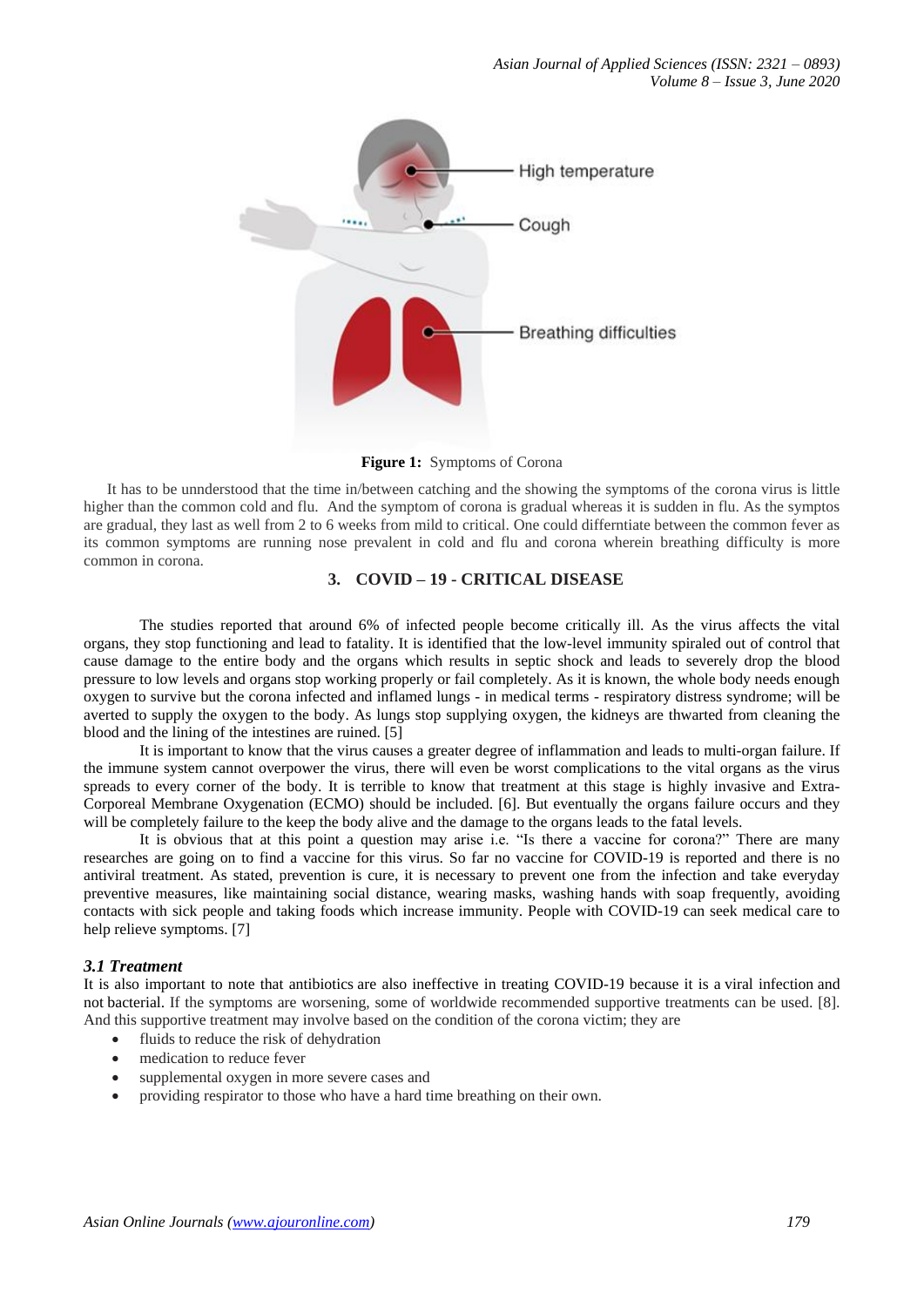Figure 1: Symptoms of Corona

It has to be unnderstood that the time in/between catching and the showing the symptoms of the corona virus is little higher than the common cold and flu. And the symptom of corona is gradual whereas it is sudden in flu. As the symptos are gradual, they last as well from 2 to 6 weeks from mild to critical. One could differntiate between the common fever as its common symptoms are running nose prevalent in cold and flu and corona wherein breathing difficulty is more common in corona.

## 3. COVID – 19 - CRITICAL DISEASE

The studies reported that around 6% of infected people become critically ill. As the virus affects the vital organs, they stop functioning and lead to fatality. It is identified that the low-level immunity spiraled out of control that cause damage to the entire body and the organs which results in septic shock and leads to severely drop the blood pressure to low levels and organs stop working properly or fail completely. As it is known, the whole body needs enough oxygen to survive but the corona infected and inflamed lungs - in medical terms - respiratory distress syndrome; will be averted to supply the oxygen to the body. As lungs stop supplying oxygen, the kidneys are thwarted from cleaning the blood and the lining of the intestines are ruined. [5]

It is important to know that the virus causes a greater degree of inflammation and leads to multi-organ failure. If the immune system cannot overpower the virus, there will even be worst complications to the vital organs as the virus spreads to every corner of the body. It is terrible to know that treatment at this stage is highly invasive and Extra-Corporeal Membrane Oxygenation (ECMO) should be included. [6]. But eventually the organs failure occurs and they will be completely failure to the keep the body alive and the damage to the organs leads to the fatal levels.

It is obvious that at this point a question may arise i.e. "Is there a vaccine for corona?" There are many researches are going on to find a vaccine for this virus. So far no vaccine for COVID-19 is reported and there is no antiviral treatment. As stated, prevention is cure, it is necessary to prevent one from the infection and take everyday preventive measures, like maintaining social distance, wearing masks, washing hands with soap frequently, avoiding contacts with sick people and taking foods which increase immunity. People with COVID-19 can seek medical care to help relieve symptoms. [7]

### *3.1 Treatment*

It is also important to note that antibiotics are also ineffective in treating COVID-19 because it is a viral infection and not bacterial. If the symptoms are worsening, some of worldwide recommended supportive treatments can be used. [8]. And this supportive treatment may involve based on the condition of the corona victim; they are

- fluids to reduce the risk of dehydration
- medication to reduce fever
- supplemental oxygen in more severe cases and
- providing respirator to those who have a hard time breathing on their own.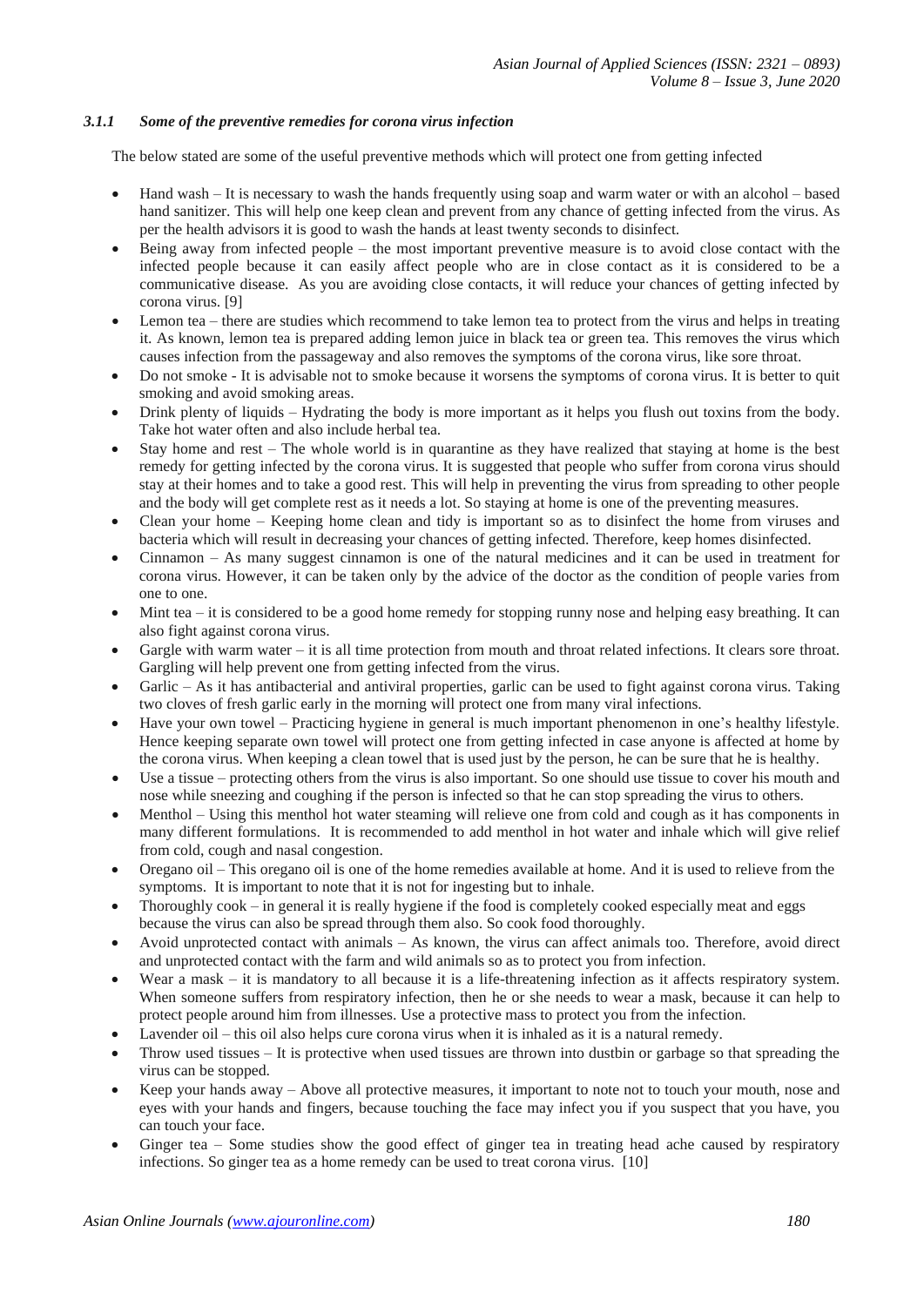### *3.1.1 Some of the preventive remedies for corona virus infection*

The below stated are some of the useful preventive methods which will protect one from getting infected

- Hand wash – It is necessary to wash the hands frequently using soap and warm water or with an alcohol – based hand sanitizer. This will help one keep clean and prevent from any chance of getting infected from the virus. As per the health advisors it is good to wash the hands at least twenty seconds to disinfect.
- Being away from infected people – the most important preventive measure is to avoid close contact with the infected people because it can easily affect people who are in close contact as it is considered to be a communicative disease. As you are avoiding close contacts, it will reduce your chances of getting infected by corona virus. [9]
- Lemon tea – there are studies which recommend to take lemon tea to protect from the virus and helps in treating it. As known, lemon tea is prepared adding lemon juice in black tea or green tea. This removes the virus which causes infection from the passageway and also removes the symptoms of the corona virus, like sore throat.
- Do not smoke - It is advisable not to smoke because it worsens the symptoms of corona virus. It is better to quit smoking and avoid smoking areas.
- Drink plenty of liquids – Hydrating the body is more important as it helps you flush out toxins from the body. Take hot water often and also include herbal tea.
- Stay home and rest – The whole world is in quarantine as they have realized that staying at home is the best remedy for getting infected by the corona virus. It is suggested that people who suffer from corona virus should stay at their homes and to take a good rest. This will help in preventing the virus from spreading to other people and the body will get complete rest as it needs a lot. So staying at home is one of the preventing measures.
- Clean your home – Keeping home clean and tidy is important so as to disinfect the home from viruses and bacteria which will result in decreasing your chances of getting infected. Therefore, keep homes disinfected.
- Cinnamon – As many suggest cinnamon is one of the natural medicines and it can be used in treatment for corona virus. However, it can be taken only by the advice of the doctor as the condition of people varies from one to one.
- Mint tea – it is considered to be a good home remedy for stopping runny nose and helping easy breathing. It can also fight against corona virus.
- Gargle with warm water – it is all time protection from mouth and throat related infections. It clears sore throat. Gargling will help prevent one from getting infected from the virus.
- Garlic – As it has antibacterial and antiviral properties, garlic can be used to fight against corona virus. Taking two cloves of fresh garlic early in the morning will protect one from many viral infections.
- Have your own towel – Practicing hygiene in general is much important phenomenon in one's healthy lifestyle. Hence keeping separate own towel will protect one from getting infected in case anyone is affected at home by the corona virus. When keeping a clean towel that is used just by the person, he can be sure that he is healthy.
- Use a tissue – protecting others from the virus is also important. So one should use tissue to cover his mouth and nose while sneezing and coughing if the person is infected so that he can stop spreading the virus to others.
- Menthol – Using this menthol hot water steaming will relieve one from cold and cough as it has components in many different formulations. It is recommended to add menthol in hot water and inhale which will give relief from cold, cough and nasal congestion.
- Oregano oil – This oregano oil is one of the home remedies available at home. And it is used to relieve from the symptoms. It is important to note that it is not for ingesting but to inhale.
- Thoroughly cook – in general it is really hygiene if the food is completely cooked especially meat and eggs because the virus can also be spread through them also. So cook food thoroughly.
- Avoid unprotected contact with animals – As known, the virus can affect animals too. Therefore, avoid direct and unprotected contact with the farm and wild animals so as to protect you from infection.
- Wear a mask – it is mandatory to all because it is a life-threatening infection as it affects respiratory system. When someone suffers from respiratory infection, then he or she needs to wear a mask, because it can help to protect people around him from illnesses. Use a protective mass to protect you from the infection.
- Lavender oil – this oil also helps cure corona virus when it is inhaled as it is a natural remedy.
- Throw used tissues – It is protective when used tissues are thrown into dustbin or garbage so that spreading the virus can be stopped.
- Keep your hands away – Above all protective measures, it important to note not to touch your mouth, nose and eyes with your hands and fingers, because touching the face may infect you if you suspect that you have, you can touch your face.
- Ginger tea – Some studies show the good effect of ginger tea in treating head ache caused by respiratory infections. So ginger tea as a home remedy can be used to treat corona virus. [10]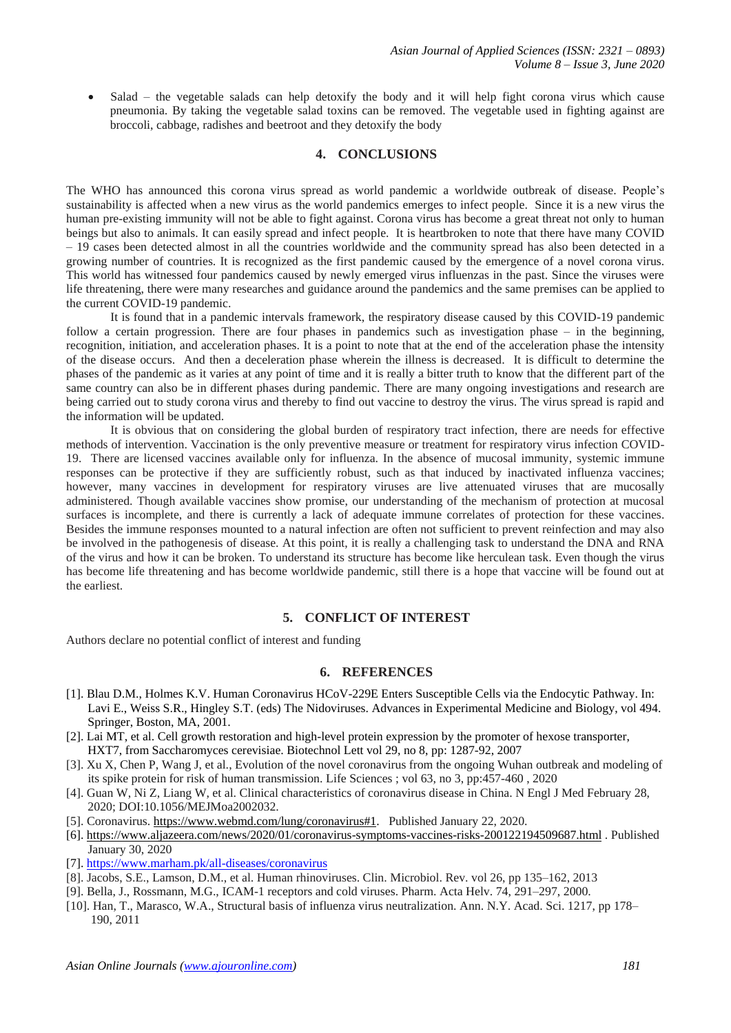- Salad – the vegetable salads can help detoxify the body and it will help fight corona virus which cause pneumonia. By taking the vegetable salad toxins can be removed. The vegetable used in fighting against are broccoli, cabbage, radishes and beetroot and they detoxify the body

## 4. CONCLUSIONS

The WHO has announced this corona virus spread as world pandemic a worldwide outbreak of disease. People's sustainability is affected when a new virus as the world pandemics emerges to infect people. Since it is a new virus the human pre-existing immunity will not be able to fight against. Corona virus has become a great threat not only to human beings but also to animals. It can easily spread and infect people. It is heartbroken to note that there have many COVID – 19 cases been detected almost in all the countries worldwide and the community spread has also been detected in a growing number of countries. It is recognized as the first pandemic caused by the emergence of a novel corona virus. This world has witnessed four pandemics caused by newly emerged virus influenzas in the past. Since the viruses were life threatening, there were many researches and guidance around the pandemics and the same premises can be applied to the current COVID-19 pandemic.

It is found that in a pandemic intervals framework, the respiratory disease caused by this COVID-19 pandemic follow a certain progression. There are four phases in pandemics such as investigation phase – in the beginning, recognition, initiation, and acceleration phases. It is a point to note that at the end of the acceleration phase the intensity of the disease occurs. And then a deceleration phase wherein the illness is decreased. It is difficult to determine the phases of the pandemic as it varies at any point of time and it is really a bitter truth to know that the different part of the same country can also be in different phases during pandemic. There are many ongoing investigations and research are being carried out to study corona virus and thereby to find out vaccine to destroy the virus. The virus spread is rapid and the information will be updated.

It is obvious that on considering the global burden of respiratory tract infection, there are needs for effective methods of intervention. Vaccination is the only preventive measure or treatment for respiratory virus infection COVID-19. There are licensed vaccines available only for influenza. In the absence of mucosal immunity, systemic immune responses can be protective if they are sufficiently robust, such as that induced by inactivated influenza vaccines; however, many vaccines in development for respiratory viruses are live attenuated viruses that are mucosally administered. Though available vaccines show promise, our understanding of the mechanism of protection at mucosal surfaces is incomplete, and there is currently a lack of adequate immune correlates of protection for these vaccines. Besides the immune responses mounted to a natural infection are often not sufficient to prevent reinfection and may also be involved in the pathogenesis of disease. At this point, it is really a challenging task to understand the DNA and RNA of the virus and how it can be broken. To understand its structure has become like herculean task. Even though the virus has become life threatening and has become worldwide pandemic, still there is a hope that vaccine will be found out at the earliest.

## 5. CONFLICT OF INTEREST

Authors declare no potential conflict of interest and funding

## 6. REFERENCES

[1]. Blau D.M., Holmes K.V. Human Coronavirus HCoV-229E Enters Susceptible Cells via the Endocytic Pathway. In: Lavi E., Weiss S.R., Hingley S.T. (eds) The Nidoviruses. Advances in Experimental Medicine and Biology, vol 494. Springer, Boston, MA, 2001.

[2]. Lai MT, et al. Cell growth restoration and high-level protein expression by the promoter of hexose transporter, HXT7, from Saccharomyces cerevisiae. Biotechnol Lett vol 29, no 8, pp: 1287-92, 2007

[3]. Xu X, Chen P, Wang J, et al., Evolution of the novel coronavirus from the ongoing Wuhan outbreak and modeling of its spike protein for risk of human transmission. Life Sciences ; vol 63, no 3, pp:457-460 , 2020

[4]. Guan W, Ni Z, Liang W, et al. Clinical characteristics of coronavirus disease in China. N Engl J Med February 28, 2020; DOI:10.1056/MEJMoa2002032.

[5]. Coronavirus. https://www.webmd.com/lung/coronavirus#1. Published January 22, 2020.

[6]. https://www.aljazeera.com/news/2020/01/coronavirus-symptoms-vaccines-risks-200122194509687.html . Published January 30, 2020

[7]. https://www.marham.pk/all-diseases/coronavirus

[8]. Jacobs, S.E., Lamson, D.M., et al. Human rhinoviruses. Clin. Microbiol. Rev. vol 26, pp 135–162, 2013

[9]. Bella, J., Rossmann, M.G., ICAM-1 receptors and cold viruses. Pharm. Acta Helv. 74, 291–297, 2000.

[10]. Han, T., Marasco, W.A., Structural basis of influenza virus neutralization. Ann. N.Y. Acad. Sci. 1217, pp 178–190, 2011